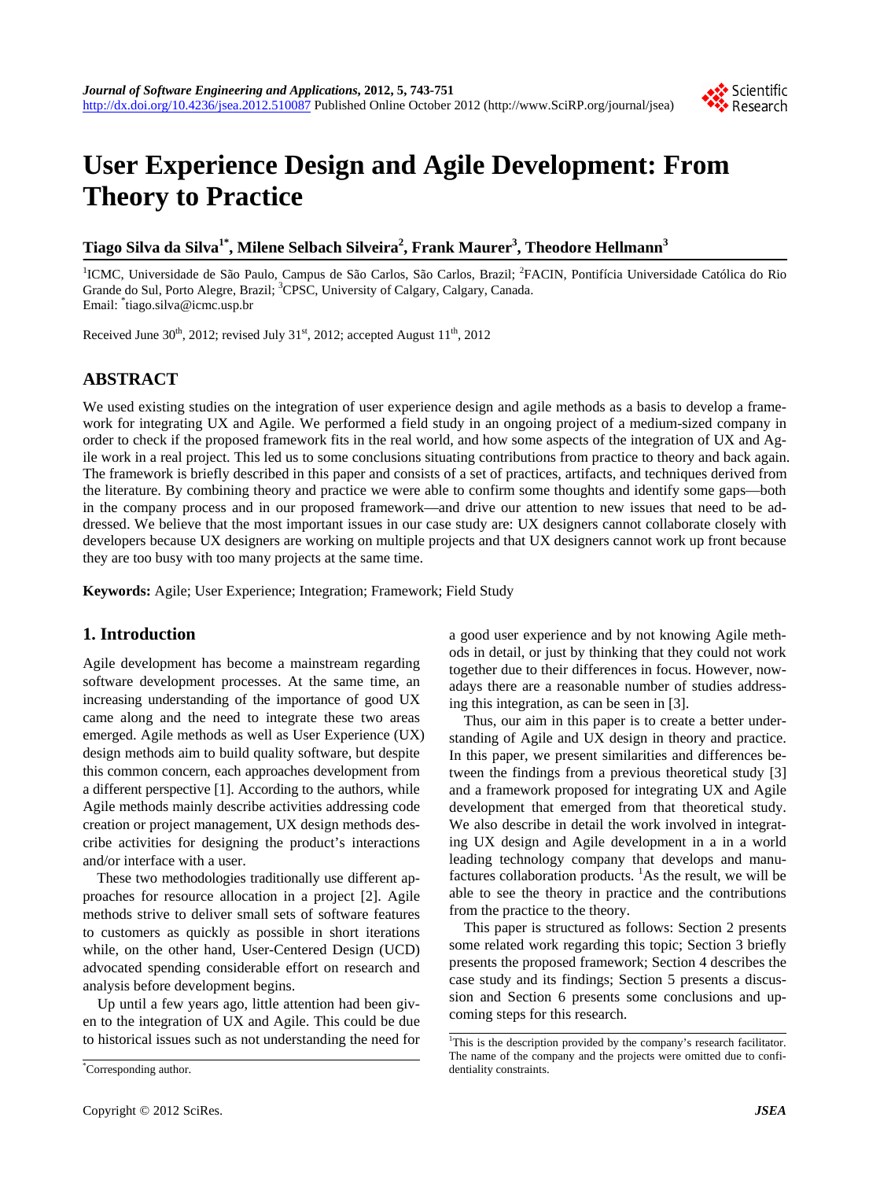# User Experience Design and Agile Development: From Theory to Practice

**Tiago Silva da Silva[1*], Milene Selbach Silveira[2], Frank Maurer[3], Theodore Hellmann[3]**

[1]ICMC, Universidade de São Paulo, Campus de São Carlos, São Carlos, Brazil; [2]FACIN, Pontifícia Universidade Católica do Rio Grande do Sul, Porto Alegre, Brazil; [3]CPSC, University of Calgary, Calgary, Canada.
Email: [*]tiago.silva@icmc.usp.br

Received June 30th, 2012; revised July 31st, 2012; accepted August 11th, 2012

## ABSTRACT

We used existing studies on the integration of user experience design and agile methods as a basis to develop a framework for integrating UX and Agile. We performed a field study in an ongoing project of a medium-sized company in order to check if the proposed framework fits in the real world, and how some aspects of the integration of UX and Agile work in a real project. This led us to some conclusions situating contributions from practice to theory and back again. The framework is briefly described in this paper and consists of a set of practices, artifacts, and techniques derived from the literature. By combining theory and practice we were able to confirm some thoughts and identify some gaps—both in the company process and in our proposed framework—and drive our attention to new issues that need to be addressed. We believe that the most important issues in our case study are: UX designers cannot collaborate closely with developers because UX designers are working on multiple projects and that UX designers cannot work up front because they are too busy with too many projects at the same time.

**Keywords:** Agile; User Experience; Integration; Framework; Field Study

## 1. Introduction

Agile development has become a mainstream regarding software development processes. At the same time, an increasing understanding of the importance of good UX came along and the need to integrate these two areas emerged. Agile methods as well as User Experience (UX) design methods aim to build quality software, but despite this common concern, each approaches development from a different perspective [1]. According to the authors, while Agile methods mainly describe activities addressing code creation or project management, UX design methods describe activities for designing the product's interactions and/or interface with a user.

These two methodologies traditionally use different approaches for resource allocation in a project [2]. Agile methods strive to deliver small sets of software features to customers as quickly as possible in short iterations while, on the other hand, User-Centered Design (UCD) advocated spending considerable effort on research and analysis before development begins.

Up until a few years ago, little attention had been given to the integration of UX and Agile. This could be due to historical issues such as not understanding the need for a good user experience and by not knowing Agile methods in detail, or just by thinking that they could not work together due to their differences in focus. However, nowadays there are a reasonable number of studies addressing this integration, as can be seen in [3].

Thus, our aim in this paper is to create a better understanding of Agile and UX design in theory and practice. In this paper, we present similarities and differences between the findings from a previous theoretical study [3] and a framework proposed for integrating UX and Agile development that emerged from that theoretical study. We also describe in detail the work involved in integrating UX design and Agile development in a in a world leading technology company that develops and manufactures collaboration products. [1]As the result, we will be able to see the theory in practice and the contributions from the practice to the theory.

This paper is structured as follows: Section 2 presents some related work regarding this topic; Section 3 briefly presents the proposed framework; Section 4 describes the case study and its findings; Section 5 presents a discussion and Section 6 presents some conclusions and upcoming steps for this research.

[*]Corresponding author.

[1]This is the description provided by the company's research facilitator. The name of the company and the projects were omitted due to confidentiality constraints.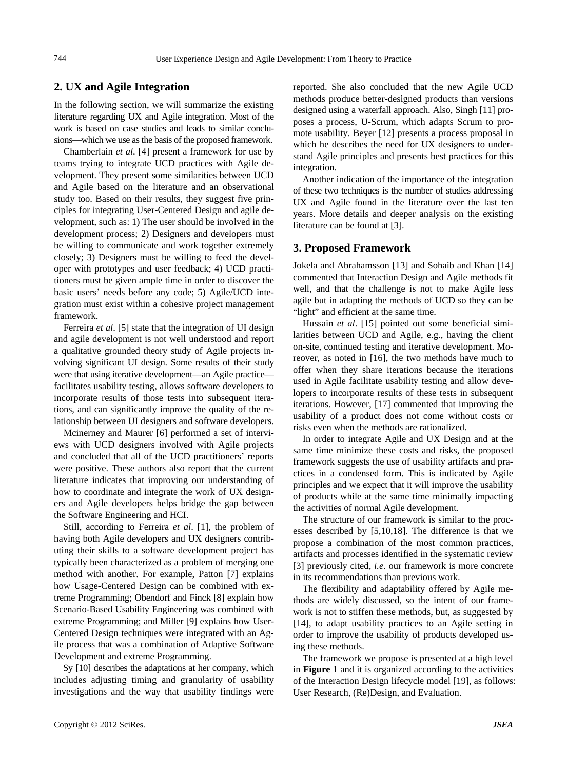## 2. UX and Agile Integration

In the following section, we will summarize the existing literature regarding UX and Agile integration. Most of the work is based on case studies and leads to similar conclusions—which we use as the basis of the proposed framework.

Chamberlain *et al*. [4] present a framework for use by teams trying to integrate UCD practices with Agile development. They present some similarities between UCD and Agile based on the literature and an observational study too. Based on their results, they suggest five principles for integrating User-Centered Design and agile development, such as: 1) The user should be involved in the development process; 2) Designers and developers must be willing to communicate and work together extremely closely; 3) Designers must be willing to feed the developer with prototypes and user feedback; 4) UCD practitioners must be given ample time in order to discover the basic users' needs before any code; 5) Agile/UCD integration must exist within a cohesive project management framework.

Ferreira *et al*. [5] state that the integration of UI design and agile development is not well understood and report a qualitative grounded theory study of Agile projects involving significant UI design. Some results of their study were that using iterative development—an Agile practice—facilitates usability testing, allows software developers to incorporate results of those tests into subsequent iterations, and can significantly improve the quality of the relationship between UI designers and software developers.

Mcinerney and Maurer [6] performed a set of interviews with UCD designers involved with Agile projects and concluded that all of the UCD practitioners' reports were positive. These authors also report that the current literature indicates that improving our understanding of how to coordinate and integrate the work of UX designers and Agile developers helps bridge the gap between the Software Engineering and HCI.

Still, according to Ferreira *et al*. [1], the problem of having both Agile developers and UX designers contributing their skills to a software development project has typically been characterized as a problem of merging one method with another. For example, Patton [7] explains how Usage-Centered Design can be combined with extreme Programming; Obendorf and Finck [8] explain how Scenario-Based Usability Engineering was combined with extreme Programming; and Miller [9] explains how User-Centered Design techniques were integrated with an Agile process that was a combination of Adaptive Software Development and extreme Programming.

Sy [10] describes the adaptations at her company, which includes adjusting timing and granularity of usability investigations and the way that usability findings were reported. She also concluded that the new Agile UCD methods produce better-designed products than versions designed using a waterfall approach. Also, Singh [11] proposes a process, U-Scrum, which adapts Scrum to promote usability. Beyer [12] presents a process proposal in which he describes the need for UX designers to understand Agile principles and presents best practices for this integration.

Another indication of the importance of the integration of these two techniques is the number of studies addressing UX and Agile found in the literature over the last ten years. More details and deeper analysis on the existing literature can be found at [3].

## 3. Proposed Framework

Jokela and Abrahamsson [13] and Sohaib and Khan [14] commented that Interaction Design and Agile methods fit well, and that the challenge is not to make Agile less agile but in adapting the methods of UCD so they can be "light" and efficient at the same time.

Hussain *et al*. [15] pointed out some beneficial similarities between UCD and Agile, e.g., having the client on-site, continued testing and iterative development. Moreover, as noted in [16], the two methods have much to offer when they share iterations because the iterations used in Agile facilitate usability testing and allow developers to incorporate results of these tests in subsequent iterations. However, [17] commented that improving the usability of a product does not come without costs or risks even when the methods are rationalized.

In order to integrate Agile and UX Design and at the same time minimize these costs and risks, the proposed framework suggests the use of usability artifacts and practices in a condensed form. This is indicated by Agile principles and we expect that it will improve the usability of products while at the same time minimally impacting the activities of normal Agile development.

The structure of our framework is similar to the processes described by [5,10,18]. The difference is that we propose a combination of the most common practices, artifacts and processes identified in the systematic review [3] previously cited, *i.e.* our framework is more concrete in its recommendations than previous work.

The flexibility and adaptability offered by Agile methods are widely discussed, so the intent of our framework is not to stiffen these methods, but, as suggested by [14], to adapt usability practices to an Agile setting in order to improve the usability of products developed using these methods.

The framework we propose is presented at a high level in **Figure 1** and it is organized according to the activities of the Interaction Design lifecycle model [19], as follows: User Research, (Re)Design, and Evaluation.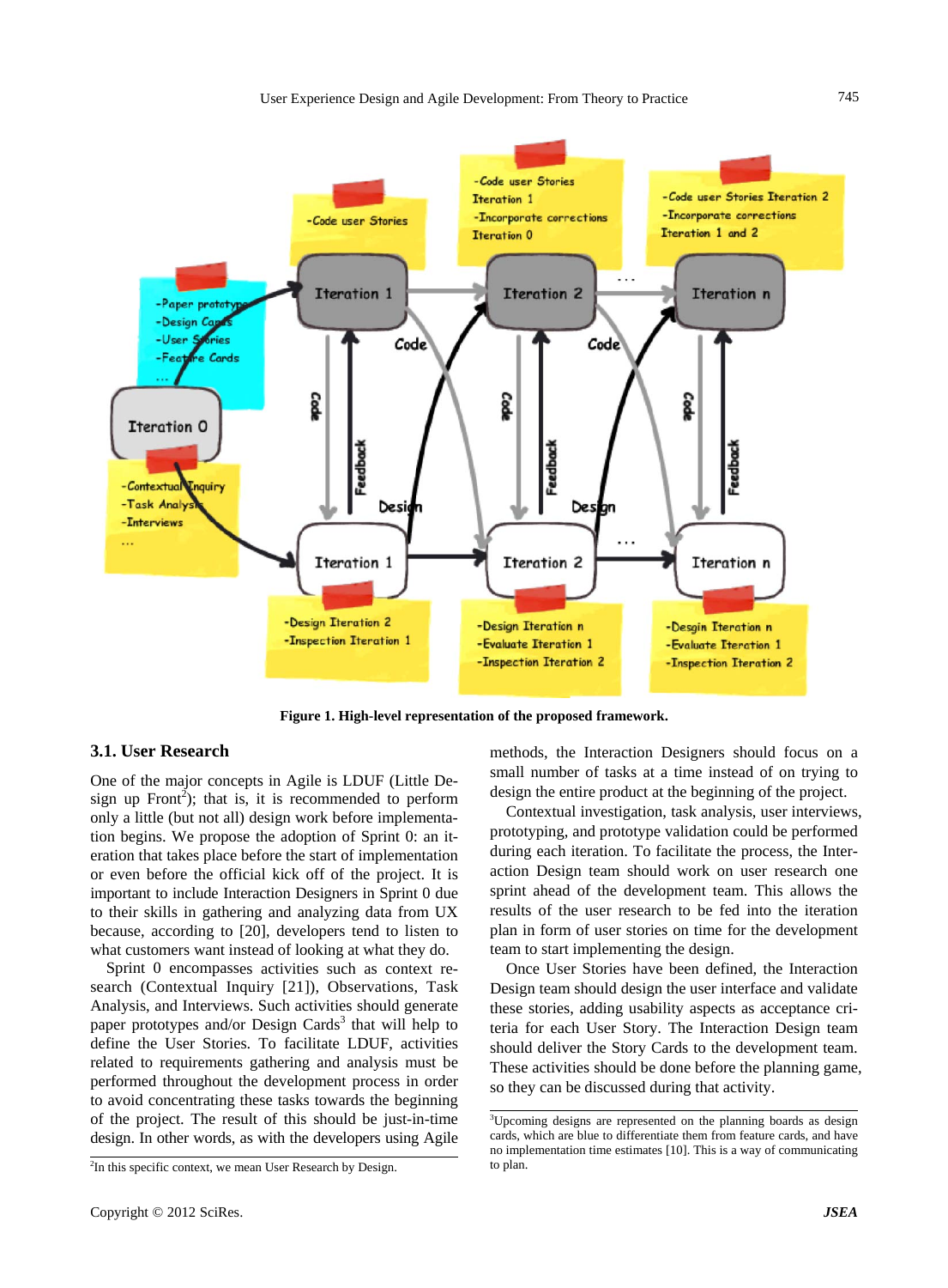**Figure 1. High-level representation of the proposed framework.**

### 3.1. User Research

One of the major concepts in Agile is LDUF (Little Design up Front[2]); that is, it is recommended to perform only a little (but not all) design work before implementation begins. We propose the adoption of Sprint 0: an iteration that takes place before the start of implementation or even before the official kick off of the project. It is important to include Interaction Designers in Sprint 0 due to their skills in gathering and analyzing data from UX because, according to [20], developers tend to listen to what customers want instead of looking at what they do.

Sprint 0 encompasses activities such as context research (Contextual Inquiry [21]), Observations, Task Analysis, and Interviews. Such activities should generate paper prototypes and/or Design Cards[3] that will help to define the User Stories. To facilitate LDUF, activities related to requirements gathering and analysis must be performed throughout the development process in order to avoid concentrating these tasks towards the beginning of the project. The result of this should be just-in-time design. In other words, as with the developers using Agile methods, the Interaction Designers should focus on a small number of tasks at a time instead of on trying to design the entire product at the beginning of the project.

Contextual investigation, task analysis, user interviews, prototyping, and prototype validation could be performed during each iteration. To facilitate the process, the Interaction Design team should work on user research one sprint ahead of the development team. This allows the results of the user research to be fed into the iteration plan in form of user stories on time for the development team to start implementing the design.

Once User Stories have been defined, the Interaction Design team should design the user interface and validate these stories, adding usability aspects as acceptance criteria for each User Story. The Interaction Design team should deliver the Story Cards to the development team. These activities should be done before the planning game, so they can be discussed during that activity.

[2]In this specific context, we mean User Research by Design.

[3]Upcoming designs are represented on the planning boards as design cards, which are blue to differentiate them from feature cards, and have no implementation time estimates [10]. This is a way of communicating to plan.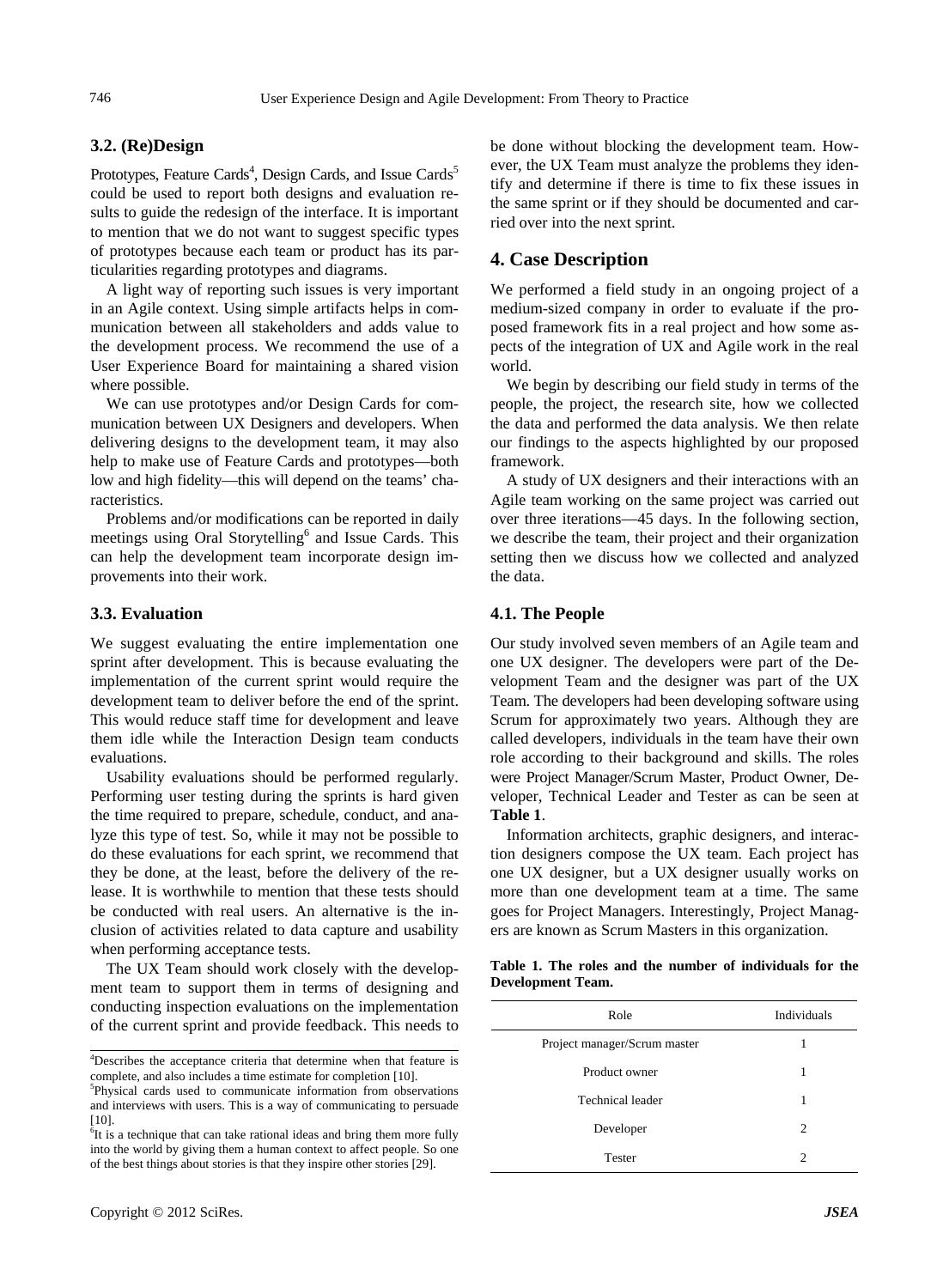### 3.2. (Re)Design

Prototypes, Feature Cards[4], Design Cards, and Issue Cards[5] could be used to report both designs and evaluation results to guide the redesign of the interface. It is important to mention that we do not want to suggest specific types of prototypes because each team or product has its particularities regarding prototypes and diagrams.

A light way of reporting such issues is very important in an Agile context. Using simple artifacts helps in communication between all stakeholders and adds value to the development process. We recommend the use of a User Experience Board for maintaining a shared vision where possible.

We can use prototypes and/or Design Cards for communication between UX Designers and developers. When delivering designs to the development team, it may also help to make use of Feature Cards and prototypes—both low and high fidelity—this will depend on the teams' characteristics.

Problems and/or modifications can be reported in daily meetings using Oral Storytelling[6] and Issue Cards. This can help the development team incorporate design improvements into their work.

### 3.3. Evaluation

We suggest evaluating the entire implementation one sprint after development. This is because evaluating the implementation of the current sprint would require the development team to deliver before the end of the sprint. This would reduce staff time for development and leave them idle while the Interaction Design team conducts evaluations.

Usability evaluations should be performed regularly. Performing user testing during the sprints is hard given the time required to prepare, schedule, conduct, and analyze this type of test. So, while it may not be possible to do these evaluations for each sprint, we recommend that they be done, at the least, before the delivery of the release. It is worthwhile to mention that these tests should be conducted with real users. An alternative is the inclusion of activities related to data capture and usability when performing acceptance tests.

The UX Team should work closely with the development team to support them in terms of designing and conducting inspection evaluations on the implementation of the current sprint and provide feedback. This needs to be done without blocking the development team. However, the UX Team must analyze the problems they identify and determine if there is time to fix these issues in the same sprint or if they should be documented and carried over into the next sprint.

## 4. Case Description

We performed a field study in an ongoing project of a medium-sized company in order to evaluate if the proposed framework fits in a real project and how some aspects of the integration of UX and Agile work in the real world.

We begin by describing our field study in terms of the people, the project, the research site, how we collected the data and performed the data analysis. We then relate our findings to the aspects highlighted by our proposed framework.

A study of UX designers and their interactions with an Agile team working on the same project was carried out over three iterations—45 days. In the following section, we describe the team, their project and their organization setting then we discuss how we collected and analyzed the data.

### 4.1. The People

Our study involved seven members of an Agile team and one UX designer. The developers were part of the Development Team and the designer was part of the UX Team. The developers had been developing software using Scrum for approximately two years. Although they are called developers, individuals in the team have their own role according to their background and skills. The roles were Project Manager/Scrum Master, Product Owner, Developer, Technical Leader and Tester as can be seen at **Table 1**.

Information architects, graphic designers, and interaction designers compose the UX team. Each project has one UX designer, but a UX designer usually works on more than one development team at a time. The same goes for Project Managers. Interestingly, Project Managers are known as Scrum Masters in this organization.

**Table 1. The roles and the number of individuals for the Development Team.**

| Role | Individuals |
|---|---|
| Project manager/Scrum master | 1 |
| Product owner | 1 |
| Technical leader | 1 |
| Developer | 2 |
| Tester | 2 |

[4]Describes the acceptance criteria that determine when that feature is complete, and also includes a time estimate for completion [10].

[5]Physical cards used to communicate information from observations and interviews with users. This is a way of communicating to persuade [10].

[6]It is a technique that can take rational ideas and bring them more fully into the world by giving them a human context to affect people. So one of the best things about stories is that they inspire other stories [29].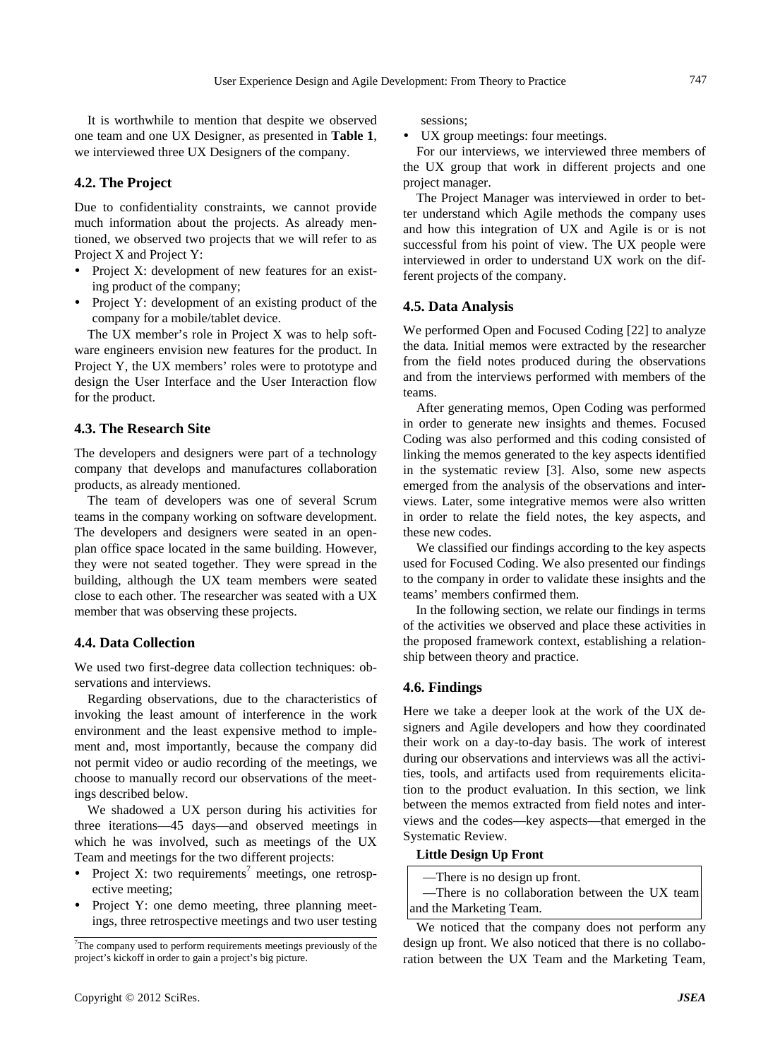It is worthwhile to mention that despite we observed one team and one UX Designer, as presented in **Table 1**, we interviewed three UX Designers of the company.

### 4.2. The Project

Due to confidentiality constraints, we cannot provide much information about the projects. As already mentioned, we observed two projects that we will refer to as Project X and Project Y:

- Project X: development of new features for an existing product of the company;
- Project Y: development of an existing product of the company for a mobile/tablet device.

The UX member's role in Project X was to help software engineers envision new features for the product. In Project Y, the UX members' roles were to prototype and design the User Interface and the User Interaction flow for the product.

### 4.3. The Research Site

The developers and designers were part of a technology company that develops and manufactures collaboration products, as already mentioned.

The team of developers was one of several Scrum teams in the company working on software development. The developers and designers were seated in an open-plan office space located in the same building. However, they were not seated together. They were spread in the building, although the UX team members were seated close to each other. The researcher was seated with a UX member that was observing these projects.

### 4.4. Data Collection

We used two first-degree data collection techniques: observations and interviews.

Regarding observations, due to the characteristics of invoking the least amount of interference in the work environment and the least expensive method to implement and, most importantly, because the company did not permit video or audio recording of the meetings, we choose to manually record our observations of the meetings described below.

We shadowed a UX person during his activities for three iterations—45 days—and observed meetings in which he was involved, such as meetings of the UX Team and meetings for the two different projects:

- Project X: two requirements[7] meetings, one retrospective meeting;
- Project Y: one demo meeting, three planning meetings, three retrospective meetings and two user testing sessions;
- UX group meetings: four meetings.

[7]The company used to perform requirements meetings previously of the project's kickoff in order to gain a project's big picture.

For our interviews, we interviewed three members of the UX group that work in different projects and one project manager.

The Project Manager was interviewed in order to better understand which Agile methods the company uses and how this integration of UX and Agile is or is not successful from his point of view. The UX people were interviewed in order to understand UX work on the different projects of the company.

### 4.5. Data Analysis

We performed Open and Focused Coding [22] to analyze the data. Initial memos were extracted by the researcher from the field notes produced during the observations and from the interviews performed with members of the teams.

After generating memos, Open Coding was performed in order to generate new insights and themes. Focused Coding was also performed and this coding consisted of linking the memos generated to the key aspects identified in the systematic review [3]. Also, some new aspects emerged from the analysis of the observations and interviews. Later, some integrative memos were also written in order to relate the field notes, the key aspects, and these new codes.

We classified our findings according to the key aspects used for Focused Coding. We also presented our findings to the company in order to validate these insights and the teams' members confirmed them.

In the following section, we relate our findings in terms of the activities we observed and place these activities in the proposed framework context, establishing a relationship between theory and practice.

### 4.6. Findings

Here we take a deeper look at the work of the UX designers and Agile developers and how they coordinated their work on a day-to-day basis. The work of interest during our observations and interviews was all the activities, tools, and artifacts used from requirements elicitation to the product evaluation. In this section, we link between the memos extracted from field notes and interviews and the codes—key aspects—that emerged in the Systematic Review.

**Little Design Up Front**

| —There is no design up front.<br>—There is no collaboration between the UX team and the Marketing Team. |
|---|

We noticed that the company does not perform any design up front. We also noticed that there is no collaboration between the UX Team and the Marketing Team,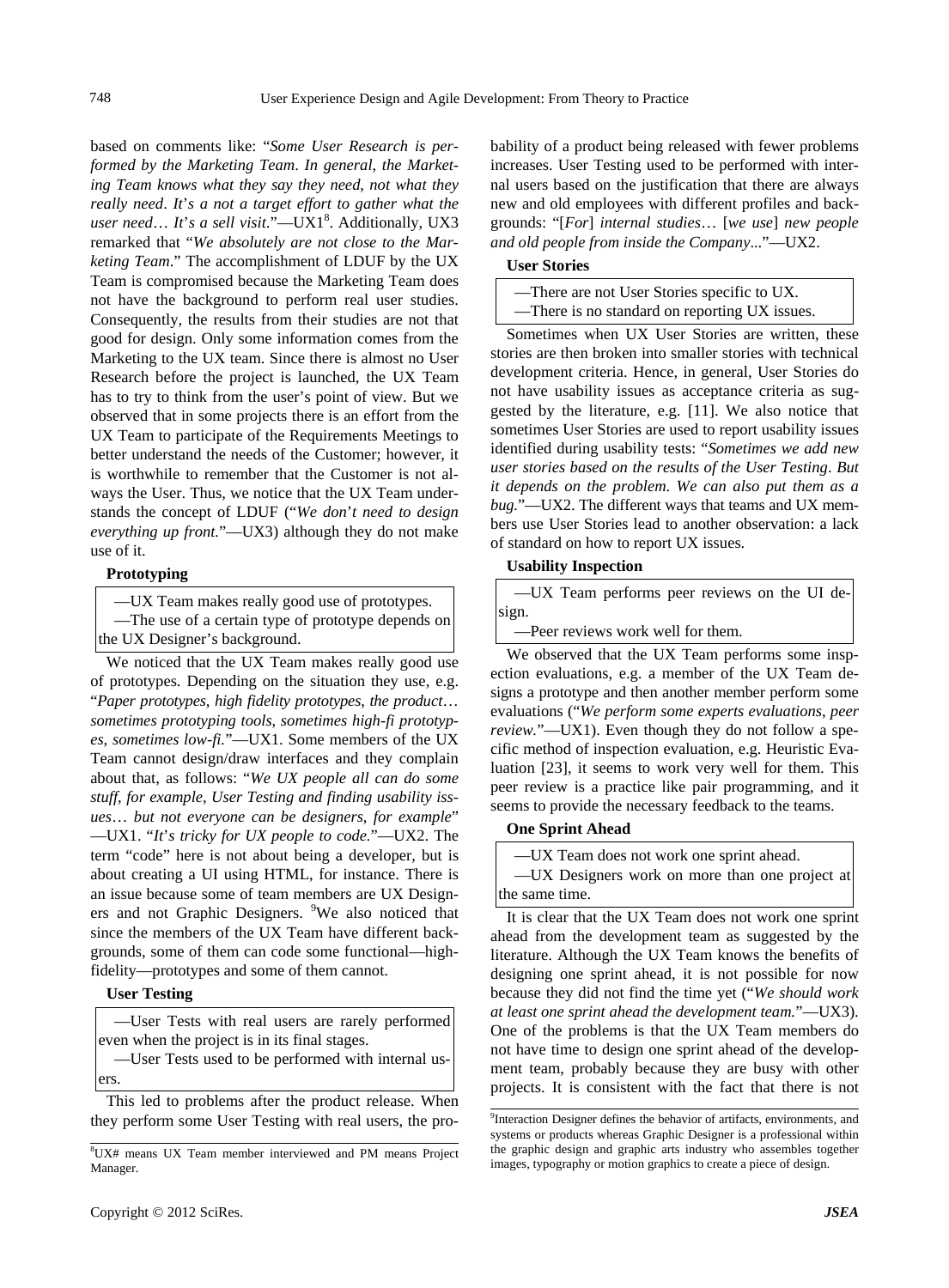based on comments like: "*Some User Research is performed by the Marketing Team*. *In general*, *the Marketing Team knows what they say they need*, *not what they really need*. *It*'*s a not a target effort to gather what the user need*… *It*'*s a sell visit*."—UX1[8]. Additionally, UX3 remarked that "*We absolutely are not close to the Marketing Team*." The accomplishment of LDUF by the UX Team is compromised because the Marketing Team does not have the background to perform real user studies. Consequently, the results from their studies are not that good for design. Only some information comes from the Marketing to the UX team. Since there is almost no User Research before the project is launched, the UX Team has to try to think from the user's point of view. But we observed that in some projects there is an effort from the UX Team to participate of the Requirements Meetings to better understand the needs of the Customer; however, it is worthwhile to remember that the Customer is not always the User. Thus, we notice that the UX Team understands the concept of LDUF ("*We don*'*t need to design everything up front*."—UX3) although they do not make use of it.

**Prototyping**

—UX Team makes really good use of prototypes.
—The use of a certain type of prototype depends on the UX Designer's background.

We noticed that the UX Team makes really good use of prototypes. Depending on the situation they use, e.g. "*Paper prototypes*, *high fidelity prototypes*, *the product*… *sometimes prototyping tools*, *sometimes high-fi prototypes*, *sometimes low-fi*."—UX1. Some members of the UX Team cannot design/draw interfaces and they complain about that, as follows: "*We UX people all can do some stuff*, *for example*, *User Testing and finding usability issues*… *but not everyone can be designers*, *for example*" —UX1. "*It*'*s tricky for UX people to code*."—UX2. The term "code" here is not about being a developer, but is about creating a UI using HTML, for instance. There is an issue because some of team members are UX Designers and not Graphic Designers. [9]We also noticed that since the members of the UX Team have different backgrounds, some of them can code some functional—high-fidelity—prototypes and some of them cannot.

**User Testing**

—User Tests with real users are rarely performed even when the project is in its final stages.
—User Tests used to be performed with internal users.

This led to problems after the product release. When they perform some User Testing with real users, the probability of a product being released with fewer problems increases. User Testing used to be performed with internal users based on the justification that there are always new and old employees with different profiles and backgrounds: "[*For*] *internal studies*… [*we use*] *new people and old people from inside the Company*..."—UX2.

**User Stories**

—There are not User Stories specific to UX.
—There is no standard on reporting UX issues.

Sometimes when UX User Stories are written, these stories are then broken into smaller stories with technical development criteria. Hence, in general, User Stories do not have usability issues as acceptance criteria as suggested by the literature, e.g. [11]. We also notice that sometimes User Stories are used to report usability issues identified during usability tests: "*Sometimes we add new user stories based on the results of the User Testing*. *But it depends on the problem*. *We can also put them as a bug*."—UX2. The different ways that teams and UX members use User Stories lead to another observation: a lack of standard on how to report UX issues.

**Usability Inspection**

—UX Team performs peer reviews on the UI design.
—Peer reviews work well for them.

We observed that the UX Team performs some inspection evaluations, e.g. a member of the UX Team designs a prototype and then another member perform some evaluations ("*We perform some experts evaluations*, *peer review*."—UX1). Even though they do not follow a specific method of inspection evaluation, e.g. Heuristic Evaluation [23], it seems to work very well for them. This peer review is a practice like pair programming, and it seems to provide the necessary feedback to the teams.

**One Sprint Ahead**

—UX Team does not work one sprint ahead.
—UX Designers work on more than one project at the same time.

It is clear that the UX Team does not work one sprint ahead from the development team as suggested by the literature. Although the UX Team knows the benefits of designing one sprint ahead, it is not possible for now because they did not find the time yet ("*We should work at least one sprint ahead the development team*."—UX3). One of the problems is that the UX Team members do not have time to design one sprint ahead of the development team, probably because they are busy with other projects. It is consistent with the fact that there is not

[8]UX# means UX Team member interviewed and PM means Project Manager.

[9]Interaction Designer defines the behavior of artifacts, environments, and systems or products whereas Graphic Designer is a professional within the graphic design and graphic arts industry who assembles together images, typography or motion graphics to create a piece of design.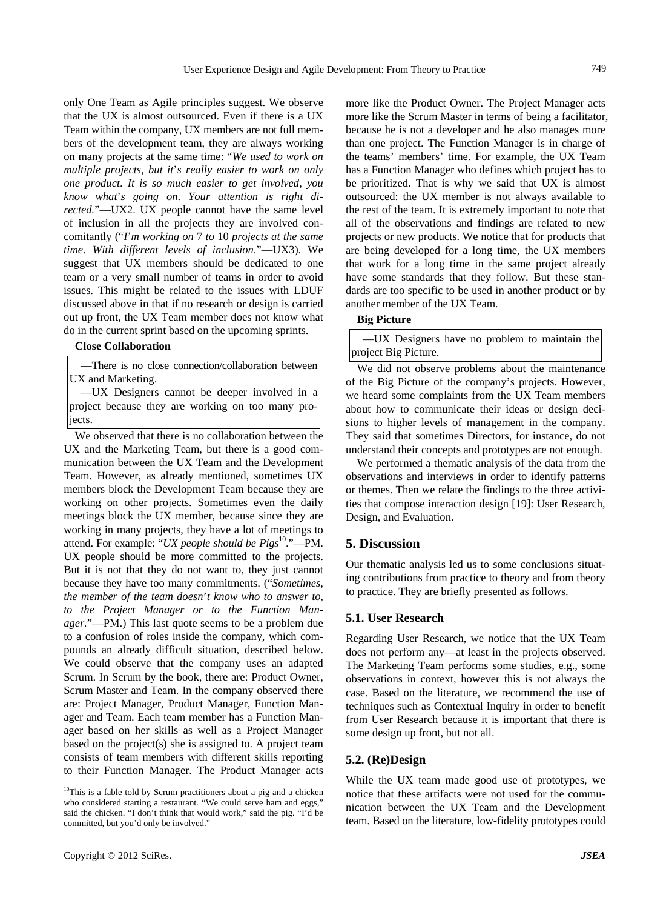only One Team as Agile principles suggest. We observe that the UX is almost outsourced. Even if there is a UX Team within the company, UX members are not full members of the development team, they are always working on many projects at the same time: "*We used to work on multiple projects, but it's really easier to work on only one product. It is so much easier to get involved, you know what's going on. Your attention is right directed.*"—UX2. UX people cannot have the same level of inclusion in all the projects they are involved concomitantly ("*I'm working on 7 to 10 projects at the same time. With different levels of inclusion.*"—UX3). We suggest that UX members should be dedicated to one team or a very small number of teams in order to avoid issues. This might be related to the issues with LDUF discussed above in that if no research or design is carried out up front, the UX Team member does not know what do in the current sprint based on the upcoming sprints.

**Close Collaboration**

—There is no close connection/collaboration between UX and Marketing.
—UX Designers cannot be deeper involved in a project because they are working on too many projects.

We observed that there is no collaboration between the UX and the Marketing Team, but there is a good communication between the UX Team and the Development Team. However, as already mentioned, sometimes UX members block the Development Team because they are working on other projects. Sometimes even the daily meetings block the UX member, because since they are working in many projects, they have a lot of meetings to attend. For example: "*UX people should be Pigs*[10]."—PM. UX people should be more committed to the projects. But it is not that they do not want to, they just cannot because they have too many commitments. ("*Sometimes, the member of the team doesn't know who to answer to, to the Project Manager or to the Function Manager.*"—PM.) This last quote seems to be a problem due to a confusion of roles inside the company, which compounds an already difficult situation, described below. We could observe that the company uses an adapted Scrum. In Scrum by the book, there are: Product Owner, Scrum Master and Team. In the company observed there are: Project Manager, Product Manager, Function Manager and Team. Each team member has a Function Manager based on her skills as well as a Project Manager based on the project(s) she is assigned to. A project team consists of team members with different skills reporting to their Function Manager. The Product Manager acts more like the Product Owner. The Project Manager acts more like the Scrum Master in terms of being a facilitator, because he is not a developer and he also manages more than one project. The Function Manager is in charge of the teams' members' time. For example, the UX Team has a Function Manager who defines which project has to be prioritized. That is why we said that UX is almost outsourced: the UX member is not always available to the rest of the team. It is extremely important to note that all of the observations and findings are related to new projects or new products. We notice that for products that are being developed for a long time, the UX members that work for a long time in the same project already have some standards that they follow. But these standards are too specific to be used in another product or by another member of the UX Team.

**Big Picture**

—UX Designers have no problem to maintain the project Big Picture.

We did not observe problems about the maintenance of the Big Picture of the company's projects. However, we heard some complaints from the UX Team members about how to communicate their ideas or design decisions to higher levels of management in the company. They said that sometimes Directors, for instance, do not understand their concepts and prototypes are not enough.

We performed a thematic analysis of the data from the observations and interviews in order to identify patterns or themes. Then we relate the findings to the three activities that compose interaction design [19]: User Research, Design, and Evaluation.

## 5. Discussion

Our thematic analysis led us to some conclusions situating contributions from practice to theory and from theory to practice. They are briefly presented as follows.

### 5.1. User Research

Regarding User Research, we notice that the UX Team does not perform any—at least in the projects observed. The Marketing Team performs some studies, e.g., some observations in context, however this is not always the case. Based on the literature, we recommend the use of techniques such as Contextual Inquiry in order to benefit from User Research because it is important that there is some design up front, but not all.

### 5.2. (Re)Design

While the UX team made good use of prototypes, we notice that these artifacts were not used for the communication between the UX Team and the Development team. Based on the literature, low-fidelity prototypes could

[10] This is a fable told by Scrum practitioners about a pig and a chicken who considered starting a restaurant. "We could serve ham and eggs," said the chicken. "I don't think that would work," said the pig. "I'd be committed, but you'd only be involved."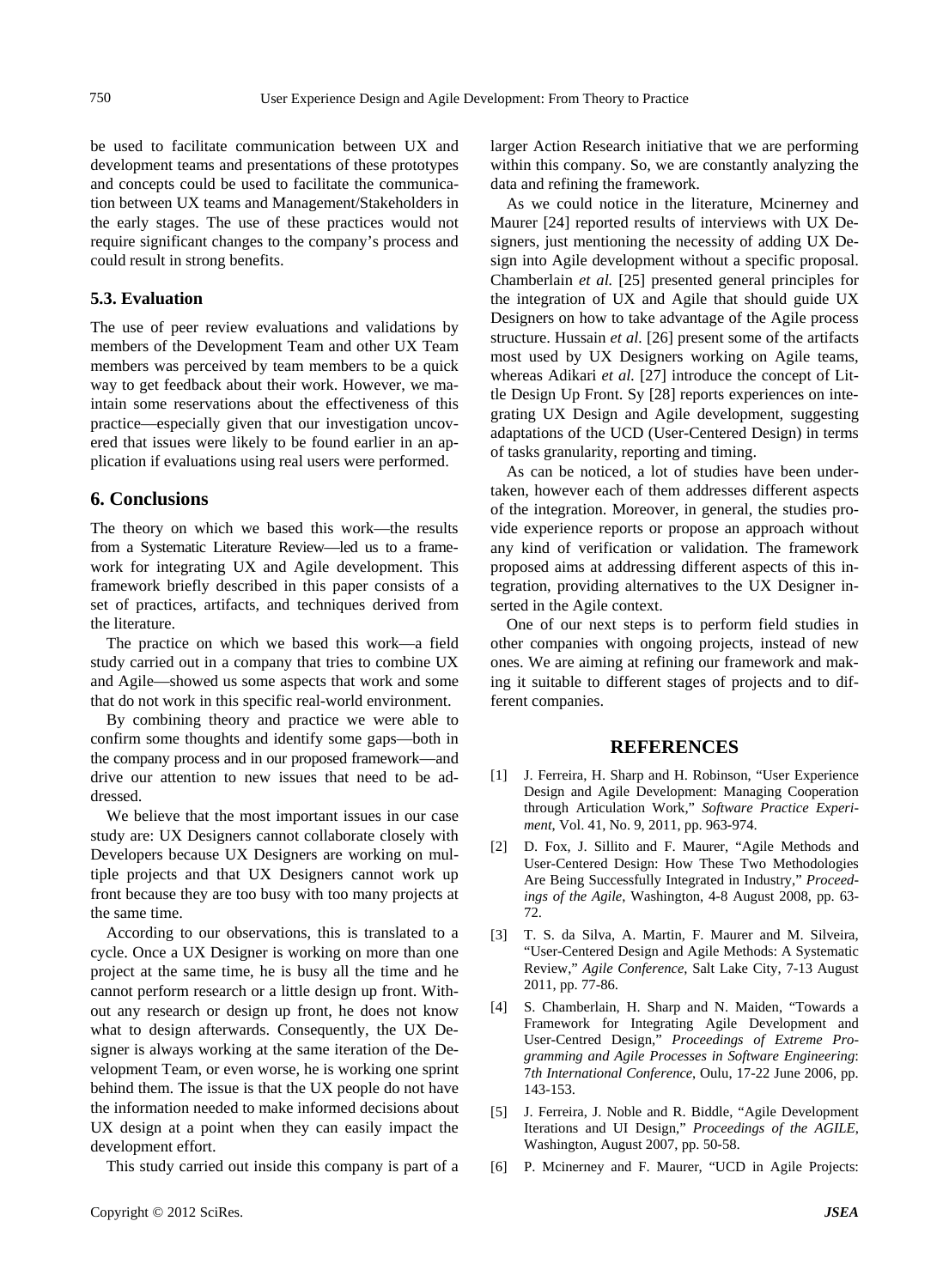be used to facilitate communication between UX and development teams and presentations of these prototypes and concepts could be used to facilitate the communication between UX teams and Management/Stakeholders in the early stages. The use of these practices would not require significant changes to the company's process and could result in strong benefits.

### 5.3. Evaluation

The use of peer review evaluations and validations by members of the Development Team and other UX Team members was perceived by team members to be a quick way to get feedback about their work. However, we maintain some reservations about the effectiveness of this practice—especially given that our investigation uncovered that issues were likely to be found earlier in an application if evaluations using real users were performed.

## 6. Conclusions

The theory on which we based this work—the results from a Systematic Literature Review—led us to a framework for integrating UX and Agile development. This framework briefly described in this paper consists of a set of practices, artifacts, and techniques derived from the literature.

The practice on which we based this work—a field study carried out in a company that tries to combine UX and Agile—showed us some aspects that work and some that do not work in this specific real-world environment.

By combining theory and practice we were able to confirm some thoughts and identify some gaps—both in the company process and in our proposed framework—and drive our attention to new issues that need to be addressed.

We believe that the most important issues in our case study are: UX Designers cannot collaborate closely with Developers because UX Designers are working on multiple projects and that UX Designers cannot work up front because they are too busy with too many projects at the same time.

According to our observations, this is translated to a cycle. Once a UX Designer is working on more than one project at the same time, he is busy all the time and he cannot perform research or a little design up front. Without any research or design up front, he does not know what to design afterwards. Consequently, the UX Designer is always working at the same iteration of the Development Team, or even worse, he is working one sprint behind them. The issue is that the UX people do not have the information needed to make informed decisions about UX design at a point when they can easily impact the development effort.

This study carried out inside this company is part of a larger Action Research initiative that we are performing within this company. So, we are constantly analyzing the data and refining the framework.

As we could notice in the literature, Mcinerney and Maurer [24] reported results of interviews with UX Designers, just mentioning the necessity of adding UX Design into Agile development without a specific proposal. Chamberlain *et al.* [25] presented general principles for the integration of UX and Agile that should guide UX Designers on how to take advantage of the Agile process structure. Hussain *et al.* [26] present some of the artifacts most used by UX Designers working on Agile teams, whereas Adikari *et al.* [27] introduce the concept of Little Design Up Front. Sy [28] reports experiences on integrating UX Design and Agile development, suggesting adaptations of the UCD (User-Centered Design) in terms of tasks granularity, reporting and timing.

As can be noticed, a lot of studies have been undertaken, however each of them addresses different aspects of the integration. Moreover, in general, the studies provide experience reports or propose an approach without any kind of verification or validation. The framework proposed aims at addressing different aspects of this integration, providing alternatives to the UX Designer inserted in the Agile context.

One of our next steps is to perform field studies in other companies with ongoing projects, instead of new ones. We are aiming at refining our framework and making it suitable to different stages of projects and to different companies.

## REFERENCES

[1] J. Ferreira, H. Sharp and H. Robinson, "User Experience Design and Agile Development: Managing Cooperation through Articulation Work," *Software Practice Experiment*, Vol. 41, No. 9, 2011, pp. 963-974.

[2] D. Fox, J. Sillito and F. Maurer, "Agile Methods and User-Centered Design: How These Two Methodologies Are Being Successfully Integrated in Industry," *Proceedings of the Agile*, Washington, 4-8 August 2008, pp. 63-72.

[3] T. S. da Silva, A. Martin, F. Maurer and M. Silveira, "User-Centered Design and Agile Methods: A Systematic Review," *Agile Conference*, Salt Lake City, 7-13 August 2011, pp. 77-86.

[4] S. Chamberlain, H. Sharp and N. Maiden, "Towards a Framework for Integrating Agile Development and User-Centred Design," *Proceedings of Extreme Programming and Agile Processes in Software Engineering*: 7*th International Conference*, Oulu, 17-22 June 2006, pp. 143-153.

[5] J. Ferreira, J. Noble and R. Biddle, "Agile Development Iterations and UI Design," *Proceedings of the AGILE*, Washington, August 2007, pp. 50-58.

[6] P. Mcinerney and F. Maurer, "UCD in Agile Projects: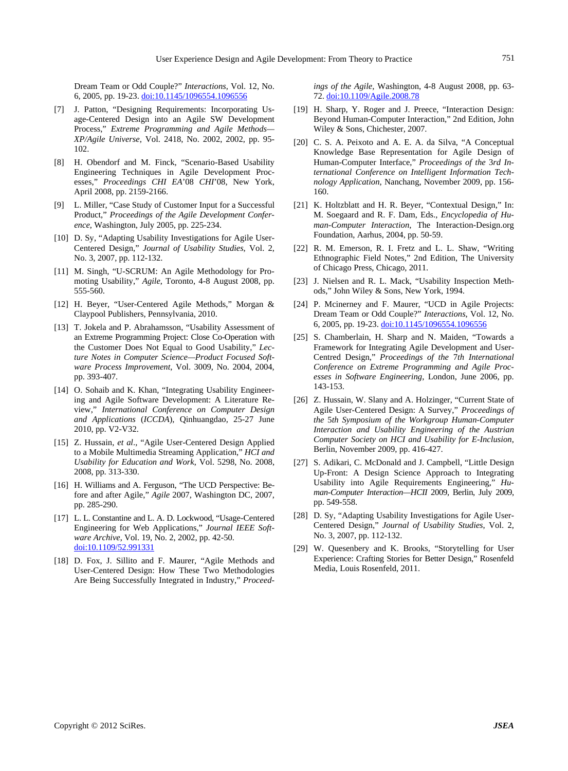Dream Team or Odd Couple?" *Interactions*, Vol. 12, No. 6, 2005, pp. 19-23. doi:10.1145/1096554.1096556

[7] J. Patton, "Designing Requirements: Incorporating Usage-Centered Design into an Agile SW Development Process," *Extreme Programming and Agile Methods—XP/Agile Universe*, Vol. 2418, No. 2002, 2002, pp. 95-102.

[8] H. Obendorf and M. Finck, "Scenario-Based Usability Engineering Techniques in Agile Development Processes," *Proceedings CHI EA*'08 *CHI*'08, New York, April 2008, pp. 2159-2166.

[9] L. Miller, "Case Study of Customer Input for a Successful Product," *Proceedings of the Agile Development Conference*, Washington, July 2005, pp. 225-234.

[10] D. Sy, "Adapting Usability Investigations for Agile User-Centered Design," *Journal of Usability Studies*, Vol. 2, No. 3, 2007, pp. 112-132.

[11] M. Singh, "U-SCRUM: An Agile Methodology for Promoting Usability," *Agile*, Toronto, 4-8 August 2008, pp. 555-560.

[12] H. Beyer, "User-Centered Agile Methods," Morgan & Claypool Publishers, Pennsylvania, 2010.

[13] T. Jokela and P. Abrahamsson, "Usability Assessment of an Extreme Programming Project: Close Co-Operation with the Customer Does Not Equal to Good Usability," *Lecture Notes in Computer Science—Product Focused Software Process Improvement*, Vol. 3009, No. 2004, 2004, pp. 393-407.

[14] O. Sohaib and K. Khan, "Integrating Usability Engineering and Agile Software Development: A Literature Review," *International Conference on Computer Design and Applications* (*ICCDA*), Qinhuangdao, 25-27 June 2010, pp. V2-V32.

[15] Z. Hussain, *et al*., "Agile User-Centered Design Applied to a Mobile Multimedia Streaming Application," *HCI and Usability for Education and Work*, Vol. 5298, No. 2008, 2008, pp. 313-330.

[16] H. Williams and A. Ferguson, "The UCD Perspective: Before and after Agile," *Agile* 2007, Washington DC, 2007, pp. 285-290.

[17] L. L. Constantine and L. A. D. Lockwood, "Usage-Centered Engineering for Web Applications," *Journal IEEE Software Archive*, Vol. 19, No. 2, 2002, pp. 42-50. doi:10.1109/52.991331

[18] D. Fox, J. Sillito and F. Maurer, "Agile Methods and User-Centered Design: How These Two Methodologies Are Being Successfully Integrated in Industry," *Proceedings of the Agile*, Washington, 4-8 August 2008, pp. 63-72. doi:10.1109/Agile.2008.78

[19] H. Sharp, Y. Roger and J. Preece, "Interaction Design: Beyond Human-Computer Interaction," 2nd Edition, John Wiley & Sons, Chichester, 2007.

[20] C. S. A. Peixoto and A. E. A. da Silva, "A Conceptual Knowledge Base Representation for Agile Design of Human-Computer Interface," *Proceedings of the* 3*rd International Conference on Intelligent Information Technology Application*, Nanchang, November 2009, pp. 156-160.

[21] K. Holtzblatt and H. R. Beyer, "Contextual Design," In: M. Soegaard and R. F. Dam, Eds., *Encyclopedia of Human-Computer Interaction*, The Interaction-Design.org Foundation, Aarhus, 2004, pp. 50-59.

[22] R. M. Emerson, R. I. Fretz and L. L. Shaw, "Writing Ethnographic Field Notes," 2nd Edition, The University of Chicago Press, Chicago, 2011.

[23] J. Nielsen and R. L. Mack, "Usability Inspection Methods," John Wiley & Sons, New York, 1994.

[24] P. Mcinerney and F. Maurer, "UCD in Agile Projects: Dream Team or Odd Couple?" *Interactions*, Vol. 12, No. 6, 2005, pp. 19-23. doi:10.1145/1096554.1096556

[25] S. Chamberlain, H. Sharp and N. Maiden, "Towards a Framework for Integrating Agile Development and User-Centred Design," *Proceedings of the* 7*th International Conference on Extreme Programming and Agile Processes in Software Engineering*, London, June 2006, pp. 143-153.

[26] Z. Hussain, W. Slany and A. Holzinger, "Current State of Agile User-Centered Design: A Survey," *Proceedings of the* 5*th Symposium of the Workgroup Human-Computer Interaction and Usability Engineering of the Austrian Computer Society on HCI and Usability for E-Inclusion*, Berlin, November 2009, pp. 416-427.

[27] S. Adikari, C. McDonald and J. Campbell, "Little Design Up-Front: A Design Science Approach to Integrating Usability into Agile Requirements Engineering," *Human-Computer Interaction—HCII* 2009, Berlin, July 2009, pp. 549-558.

[28] D. Sy, "Adapting Usability Investigations for Agile User-Centered Design," *Journal of Usability Studies*, Vol. 2, No. 3, 2007, pp. 112-132.

[29] W. Quesenbery and K. Brooks, "Storytelling for User Experience: Crafting Stories for Better Design," Rosenfeld Media, Louis Rosenfeld, 2011.